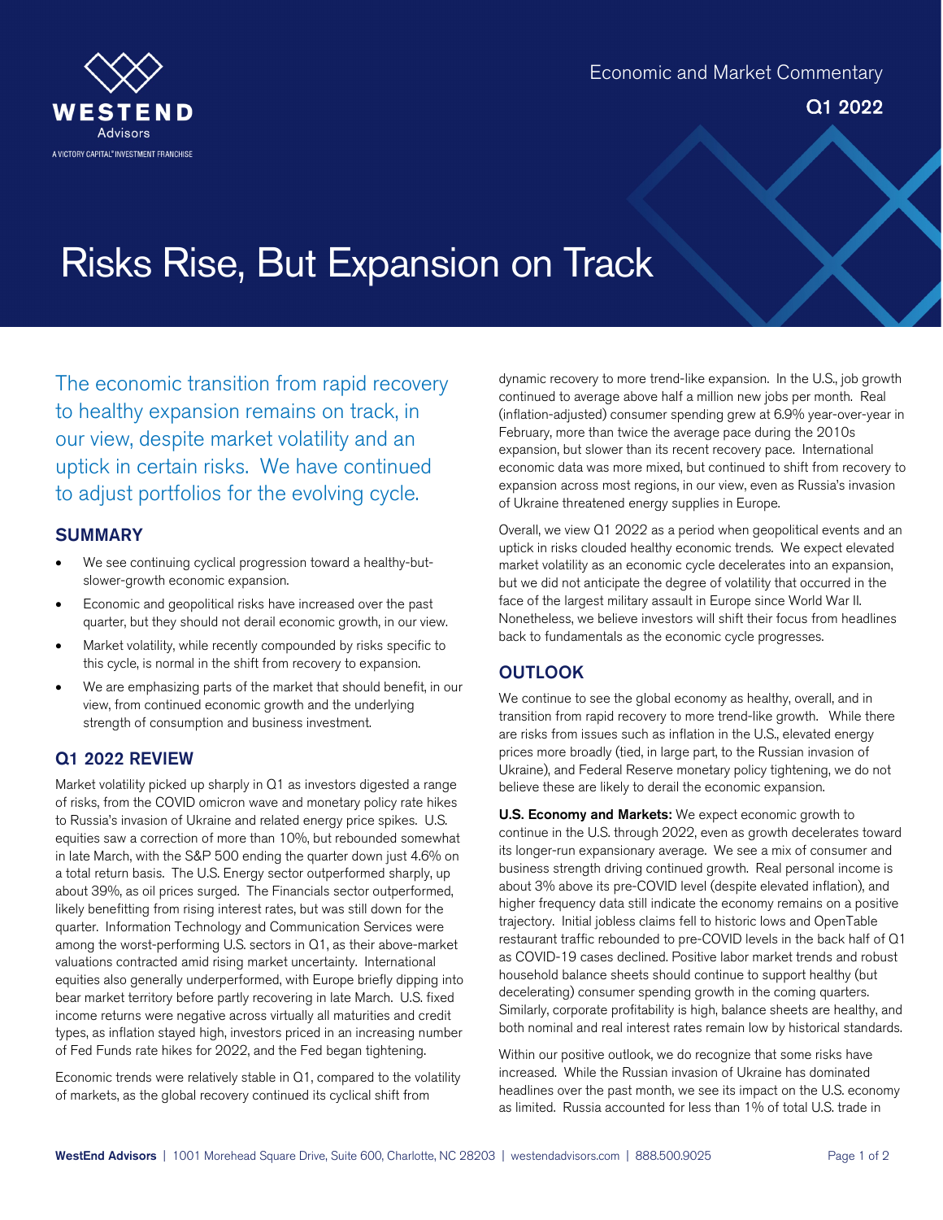WESTEND Advisors

A VICTORY CAPITAL® INVESTMENT FRANCHISE

Economic and Market Commentary

Q1 2022

# Risks Rise, But Expansion on Track

The economic transition from rapid recovery to healthy expansion remains on track, in our view, despite market volatility and an uptick in certain risks. We have continued to adjust portfolios for the evolving cycle.

## SUMMARY

- We see continuing cyclical progression toward a healthy-but-slower-growth economic expansion.
- Economic and geopolitical risks have increased over the past quarter, but they should not derail economic growth, in our view.
- Market volatility, while recently compounded by risks specific to this cycle, is normal in the shift from recovery to expansion.
- We are emphasizing parts of the market that should benefit, in our view, from continued economic growth and the underlying strength of consumption and business investment.

## Q1 2022 REVIEW

Market volatility picked up sharply in Q1 as investors digested a range of risks, from the COVID omicron wave and monetary policy rate hikes to Russia's invasion of Ukraine and related energy price spikes. U.S. equities saw a correction of more than 10%, but rebounded somewhat in late March, with the S&P 500 ending the quarter down just 4.6% on a total return basis. The U.S. Energy sector outperformed sharply, up about 39%, as oil prices surged. The Financials sector outperformed, likely benefitting from rising interest rates, but was still down for the quarter. Information Technology and Communication Services were among the worst-performing U.S. sectors in Q1, as their above-market valuations contracted amid rising market uncertainty. International equities also generally underperformed, with Europe briefly dipping into bear market territory before partly recovering in late March. U.S. fixed income returns were negative across virtually all maturities and credit types, as inflation stayed high, investors priced in an increasing number of Fed Funds rate hikes for 2022, and the Fed began tightening.

Economic trends were relatively stable in Q1, compared to the volatility of markets, as the global recovery continued its cyclical shift from dynamic recovery to more trend-like expansion. In the U.S., job growth continued to average above half a million new jobs per month. Real (inflation-adjusted) consumer spending grew at 6.9% year-over-year in February, more than twice the average pace during the 2010s expansion, but slower than its recent recovery pace. International economic data was more mixed, but continued to shift from recovery to expansion across most regions, in our view, even as Russia's invasion of Ukraine threatened energy supplies in Europe.

Overall, we view Q1 2022 as a period when geopolitical events and an uptick in risks clouded healthy economic trends. We expect elevated market volatility as an economic cycle decelerates into an expansion, but we did not anticipate the degree of volatility that occurred in the face of the largest military assault in Europe since World War II. Nonetheless, we believe investors will shift their focus from headlines back to fundamentals as the economic cycle progresses.

## OUTLOOK

We continue to see the global economy as healthy, overall, and in transition from rapid recovery to more trend-like growth. While there are risks from issues such as inflation in the U.S., elevated energy prices more broadly (tied, in large part, to the Russian invasion of Ukraine), and Federal Reserve monetary policy tightening, we do not believe these are likely to derail the economic expansion.

**U.S. Economy and Markets:** We expect economic growth to continue in the U.S. through 2022, even as growth decelerates toward its longer-run expansionary average. We see a mix of consumer and business strength driving continued growth. Real personal income is about 3% above its pre-COVID level (despite elevated inflation), and higher frequency data still indicate the economy remains on a positive trajectory. Initial jobless claims fell to historic lows and OpenTable restaurant traffic rebounded to pre-COVID levels in the back half of Q1 as COVID-19 cases declined. Positive labor market trends and robust household balance sheets should continue to support healthy (but decelerating) consumer spending growth in the coming quarters. Similarly, corporate profitability is high, balance sheets are healthy, and both nominal and real interest rates remain low by historical standards.

Within our positive outlook, we do recognize that some risks have increased. While the Russian invasion of Ukraine has dominated headlines over the past month, we see its impact on the U.S. economy as limited. Russia accounted for less than 1% of total U.S. trade in

**WestEnd Advisors** | 1001 Morehead Square Drive, Suite 600, Charlotte, NC 28203 | westendadvisors.com | 888.500.9025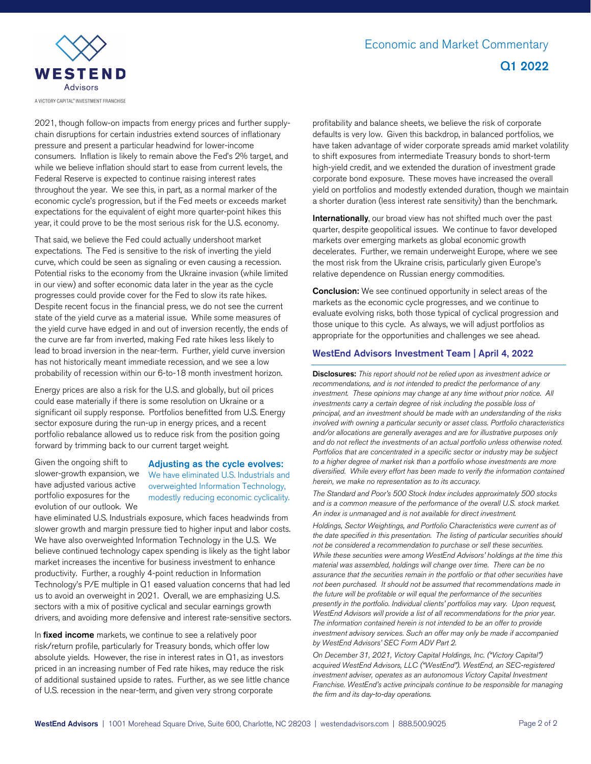2021, though follow-on impacts from energy prices and further supply-chain disruptions for certain industries extend sources of inflationary pressure and present a particular headwind for lower-income consumers. Inflation is likely to remain above the Fed's 2% target, and while we believe inflation should start to ease from current levels, the Federal Reserve is expected to continue raising interest rates throughout the year. We see this, in part, as a normal marker of the economic cycle's progression, but if the Fed meets or exceeds market expectations for the equivalent of eight more quarter-point hikes this year, it could prove to be the most serious risk for the U.S. economy.

That said, we believe the Fed could actually undershoot market expectations. The Fed is sensitive to the risk of inverting the yield curve, which could be seen as signaling or even causing a recession. Potential risks to the economy from the Ukraine invasion (while limited in our view) and softer economic data later in the year as the cycle progresses could provide cover for the Fed to slow its rate hikes. Despite recent focus in the financial press, we do not see the current state of the yield curve as a material issue. While some measures of the yield curve have edged in and out of inversion recently, the ends of the curve are far from inverted, making Fed rate hikes less likely to lead to broad inversion in the near-term. Further, yield curve inversion has not historically meant immediate recession, and we see a low probability of recession within our 6-to-18 month investment horizon.

Energy prices are also a risk for the U.S. and globally, but oil prices could ease materially if there is some resolution on Ukraine or a significant oil supply response. Portfolios benefitted from U.S. Energy sector exposure during the run-up in energy prices, and a recent portfolio rebalance allowed us to reduce risk from the position going forward by trimming back to our current target weight.

**Adjusting as the cycle evolves:** We have eliminated U.S. Industrials and overweighted Information Technology, modestly reducing economic cyclicality.

Given the ongoing shift to slower-growth expansion, we have adjusted various active portfolio exposures for the evolution of our outlook. We have eliminated U.S. Industrials exposure, which faces headwinds from slower growth and margin pressure tied to higher input and labor costs. We have also overweighted Information Technology in the U.S. We believe continued technology capex spending is likely as the tight labor market increases the incentive for business investment to enhance productivity. Further, a roughly 4-point reduction in Information Technology's P/E multiple in Q1 eased valuation concerns that had led us to avoid an overweight in 2021. Overall, we are emphasizing U.S. sectors with a mix of positive cyclical and secular earnings growth drivers, and avoiding more defensive and interest rate-sensitive sectors.

In **fixed income** markets, we continue to see a relatively poor risk/return profile, particularly for Treasury bonds, which offer low absolute yields. However, the rise in interest rates in Q1, as investors priced in an increasing number of Fed rate hikes, may reduce the risk of additional sustained upside to rates. Further, as we see little chance of U.S. recession in the near-term, and given very strong corporate profitability and balance sheets, we believe the risk of corporate defaults is very low. Given this backdrop, in balanced portfolios, we have taken advantage of wider corporate spreads amid market volatility to shift exposures from intermediate Treasury bonds to short-term high-yield credit, and we extended the duration of investment grade corporate bond exposure. These moves have increased the overall yield on portfolios and modestly extended duration, though we maintain a shorter duration (less interest rate sensitivity) than the benchmark.

**Internationally**, our broad view has not shifted much over the past quarter, despite geopolitical issues. We continue to favor developed markets over emerging markets as global economic growth decelerates. Further, we remain underweight Europe, where we see the most risk from the Ukraine crisis, particularly given Europe's relative dependence on Russian energy commodities.

**Conclusion:** We see continued opportunity in select areas of the markets as the economic cycle progresses, and we continue to evaluate evolving risks, both those typical of cyclical progression and those unique to this cycle. As always, we will adjust portfolios as appropriate for the opportunities and challenges we see ahead.

**WestEnd Advisors Investment Team | April 4, 2022**

**Disclosures:** *This report should not be relied upon as investment advice or recommendations, and is not intended to predict the performance of any investment. These opinions may change at any time without prior notice. All investments carry a certain degree of risk including the possible loss of principal, and an investment should be made with an understanding of the risks involved with owning a particular security or asset class. Portfolio characteristics and/or allocations are generally averages and are for illustrative purposes only and do not reflect the investments of an actual portfolio unless otherwise noted. Portfolios that are concentrated in a specific sector or industry may be subject to a higher degree of market risk than a portfolio whose investments are more diversified. While every effort has been made to verify the information contained herein, we make no representation as to its accuracy.*

*The Standard and Poor's 500 Stock Index includes approximately 500 stocks and is a common measure of the performance of the overall U.S. stock market. An index is unmanaged and is not available for direct investment.*

*Holdings, Sector Weightings, and Portfolio Characteristics were current as of the date specified in this presentation. The listing of particular securities should not be considered a recommendation to purchase or sell these securities. While these securities were among WestEnd Advisors' holdings at the time this material was assembled, holdings will change over time. There can be no assurance that the securities remain in the portfolio or that other securities have not been purchased. It should not be assumed that recommendations made in the future will be profitable or will equal the performance of the securities presently in the portfolio. Individual clients' portfolios may vary. Upon request, WestEnd Advisors will provide a list of all recommendations for the prior year. The information contained herein is not intended to be an offer to provide investment advisory services. Such an offer may only be made if accompanied by WestEnd Advisors' SEC Form ADV Part 2.*

*On December 31, 2021, Victory Capital Holdings, Inc. ("Victory Capital") acquired WestEnd Advisors, LLC ("WestEnd"). WestEnd, an SEC-registered investment adviser, operates as an autonomous Victory Capital Investment Franchise. WestEnd's active principals continue to be responsible for managing the firm and its day-to-day operations.*